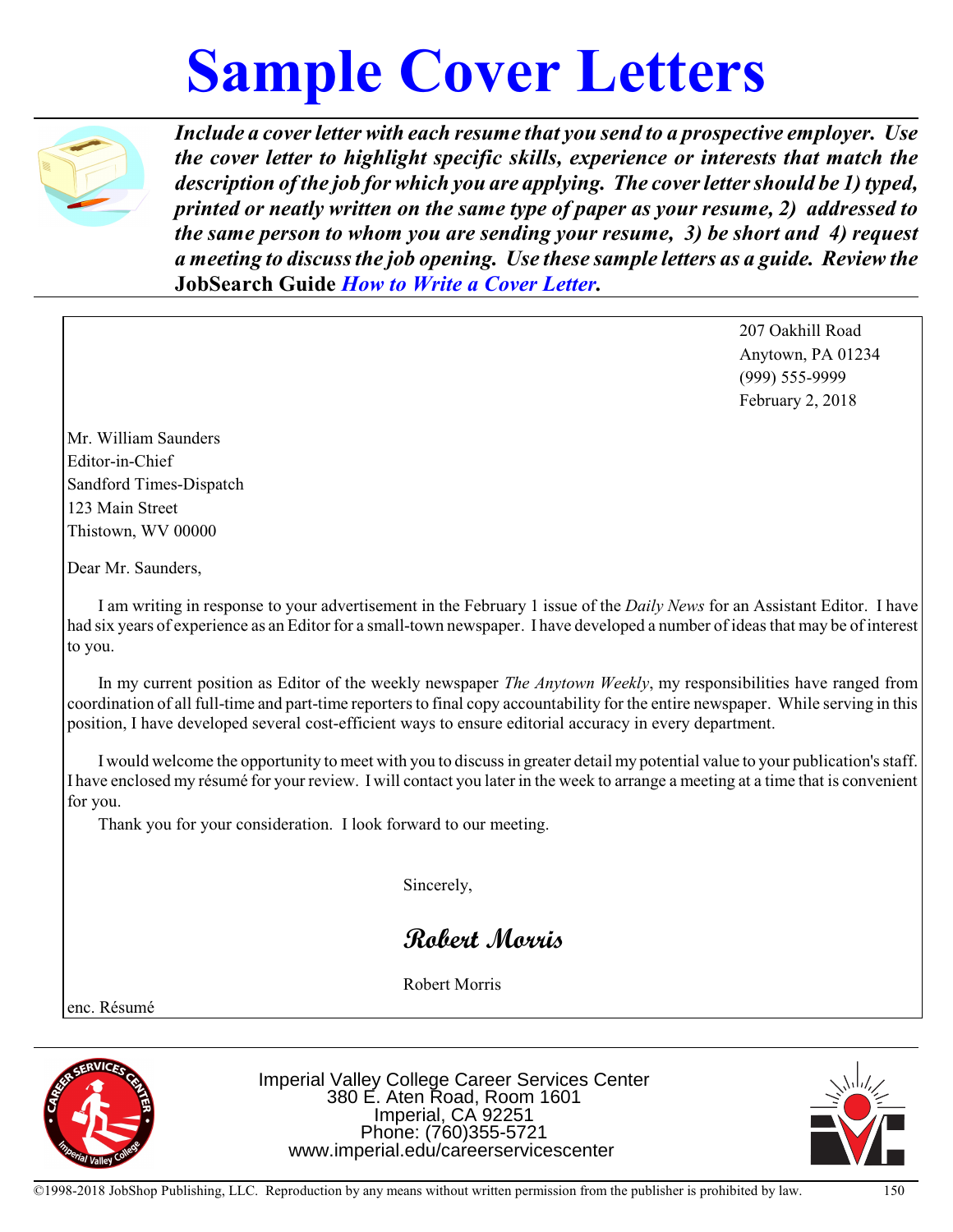# Sample Cover Letters

***Include a cover letter with each resume that you send to a prospective employer. Use the cover letter to highlight specific skills, experience or interests that match the description of the job for which you are applying. The cover letter should be 1) typed, printed or neatly written on the same type of paper as your resume, 2) addressed to the same person to whom you are sending your resume, 3) be short and 4) request a meeting to discuss the job opening. Use these sample letters as a guide. Review the*** **JobSearch Guide** ***How to Write a Cover Letter.***

207 Oakhill Road
Anytown, PA 01234
(999) 555-9999
February 2, 2018

Mr. William Saunders
Editor-in-Chief
Sandford Times-Dispatch
123 Main Street
Thistown, WV 00000

Dear Mr. Saunders,

I am writing in response to your advertisement in the February 1 issue of the *Daily News* for an Assistant Editor. I have had six years of experience as an Editor for a small-town newspaper. I have developed a number of ideas that may be of interest to you.

In my current position as Editor of the weekly newspaper *The Anytown Weekly*, my responsibilities have ranged from coordination of all full-time and part-time reporters to final copy accountability for the entire newspaper. While serving in this position, I have developed several cost-efficient ways to ensure editorial accuracy in every department.

I would welcome the opportunity to meet with you to discuss in greater detail my potential value to your publication's staff. I have enclosed my résumé for your review. I will contact you later in the week to arrange a meeting at a time that is convenient for you.

Thank you for your consideration. I look forward to our meeting.

Sincerely,

*Robert Morris*

Robert Morris

enc. Résumé

Imperial Valley College Career Services Center
380 E. Aten Road, Room 1601
Imperial, CA 92251
Phone: (760)355-5721
www.imperial.edu/careerservicescenter

©1998-2018 JobShop Publishing, LLC. Reproduction by any means without written permission from the publisher is prohibited by law.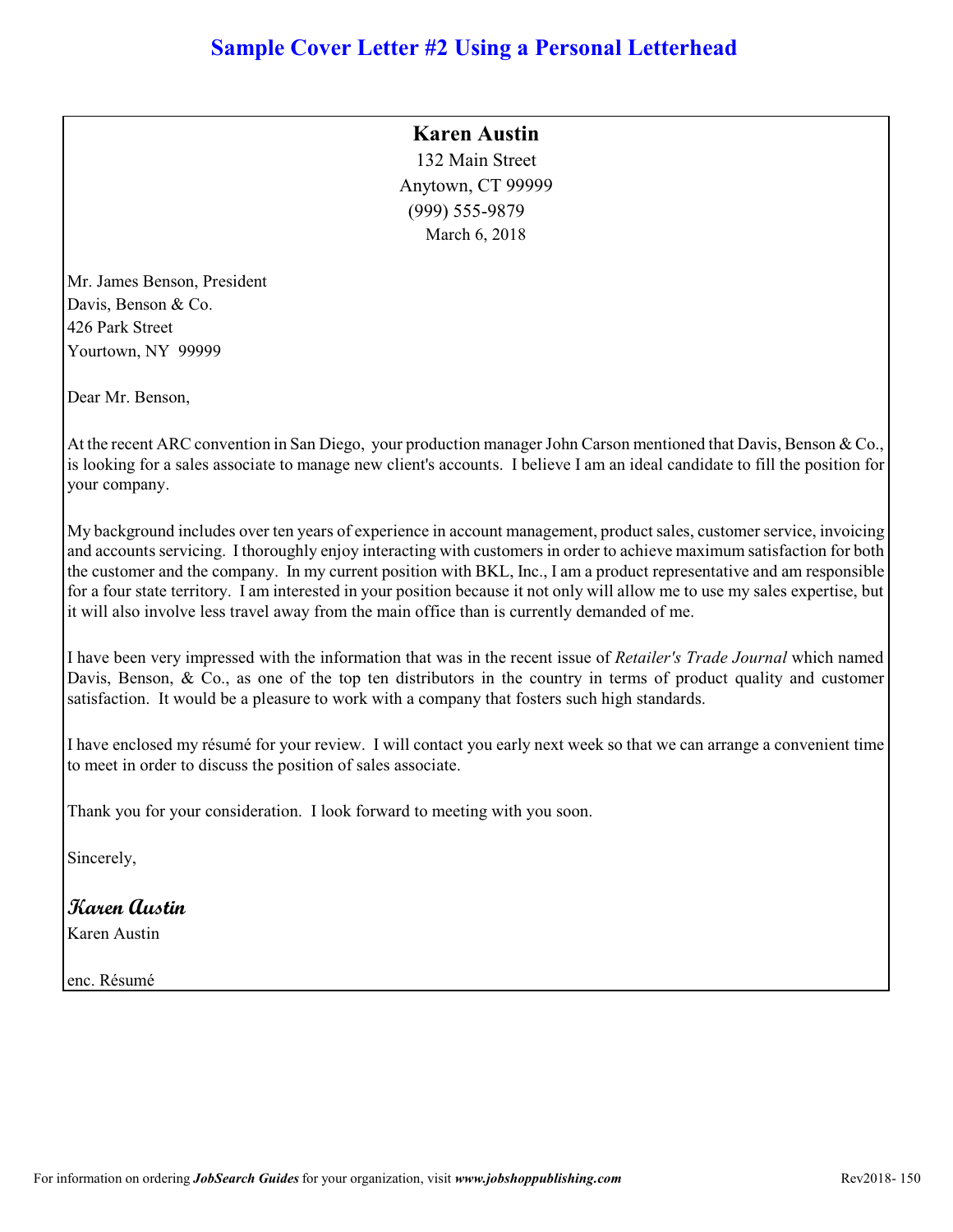# Sample Cover Letter #2 Using a Personal Letterhead

**Karen Austin**
132 Main Street
Anytown, CT 99999
(999) 555-9879
March 6, 2018

Mr. James Benson, President
Davis, Benson & Co.
426 Park Street
Yourtown, NY 99999

Dear Mr. Benson,

At the recent ARC convention in San Diego, your production manager John Carson mentioned that Davis, Benson & Co., is looking for a sales associate to manage new client's accounts. I believe I am an ideal candidate to fill the position for your company.

My background includes over ten years of experience in account management, product sales, customer service, invoicing and accounts servicing. I thoroughly enjoy interacting with customers in order to achieve maximum satisfaction for both the customer and the company. In my current position with BKL, Inc., I am a product representative and am responsible for a four state territory. I am interested in your position because it not only will allow me to use my sales expertise, but it will also involve less travel away from the main office than is currently demanded of me.

I have been very impressed with the information that was in the recent issue of *Retailer's Trade Journal* which named Davis, Benson, & Co., as one of the top ten distributors in the country in terms of product quality and customer satisfaction. It would be a pleasure to work with a company that fosters such high standards.

I have enclosed my résumé for your review. I will contact you early next week so that we can arrange a convenient time to meet in order to discuss the position of sales associate.

Thank you for your consideration. I look forward to meeting with you soon.

Sincerely,

***Karen Austin***
Karen Austin

enc. Résumé

For information on ordering ***JobSearch Guides*** for your organization, visit ***www.jobshoppublishing.com***